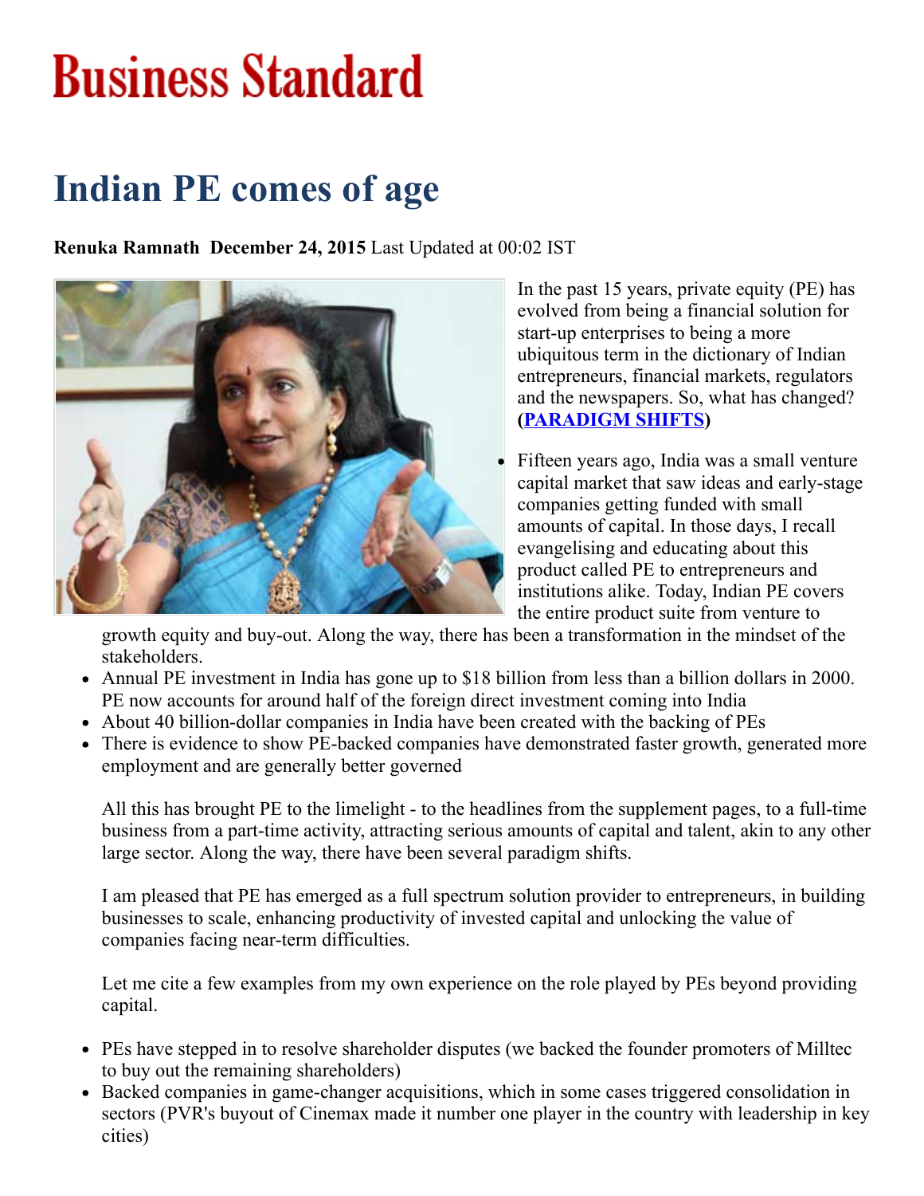# Business Standard

## Indian PE comes of age

**Renuka Ramnath December 24, 2015** Last Updated at 00:02 IST

In the past 15 years, private equity (PE) has evolved from being a financial solution for start-up enterprises to being a more ubiquitous term in the dictionary of Indian entrepreneurs, financial markets, regulators and the newspapers. So, what has changed? **(PARADIGM SHIFTS)**

- Fifteen years ago, India was a small venture capital market that saw ideas and early-stage companies getting funded with small amounts of capital. In those days, I recall evangelising and educating about this product called PE to entrepreneurs and institutions alike. Today, Indian PE covers the entire product suite from venture to growth equity and buy-out. Along the way, there has been a transformation in the mindset of the stakeholders.
- Annual PE investment in India has gone up to $18 billion from less than a billion dollars in 2000. PE now accounts for around half of the foreign direct investment coming into India
- About 40 billion-dollar companies in India have been created with the backing of PEs
- There is evidence to show PE-backed companies have demonstrated faster growth, generated more employment and are generally better governed

All this has brought PE to the limelight - to the headlines from the supplement pages, to a full-time business from a part-time activity, attracting serious amounts of capital and talent, akin to any other large sector. Along the way, there have been several paradigm shifts.

I am pleased that PE has emerged as a full spectrum solution provider to entrepreneurs, in building businesses to scale, enhancing productivity of invested capital and unlocking the value of companies facing near-term difficulties.

Let me cite a few examples from my own experience on the role played by PEs beyond providing capital.

- PEs have stepped in to resolve shareholder disputes (we backed the founder promoters of Milltec to buy out the remaining shareholders)
- Backed companies in game-changer acquisitions, which in some cases triggered consolidation in sectors (PVR's buyout of Cinemax made it number one player in the country with leadership in key cities)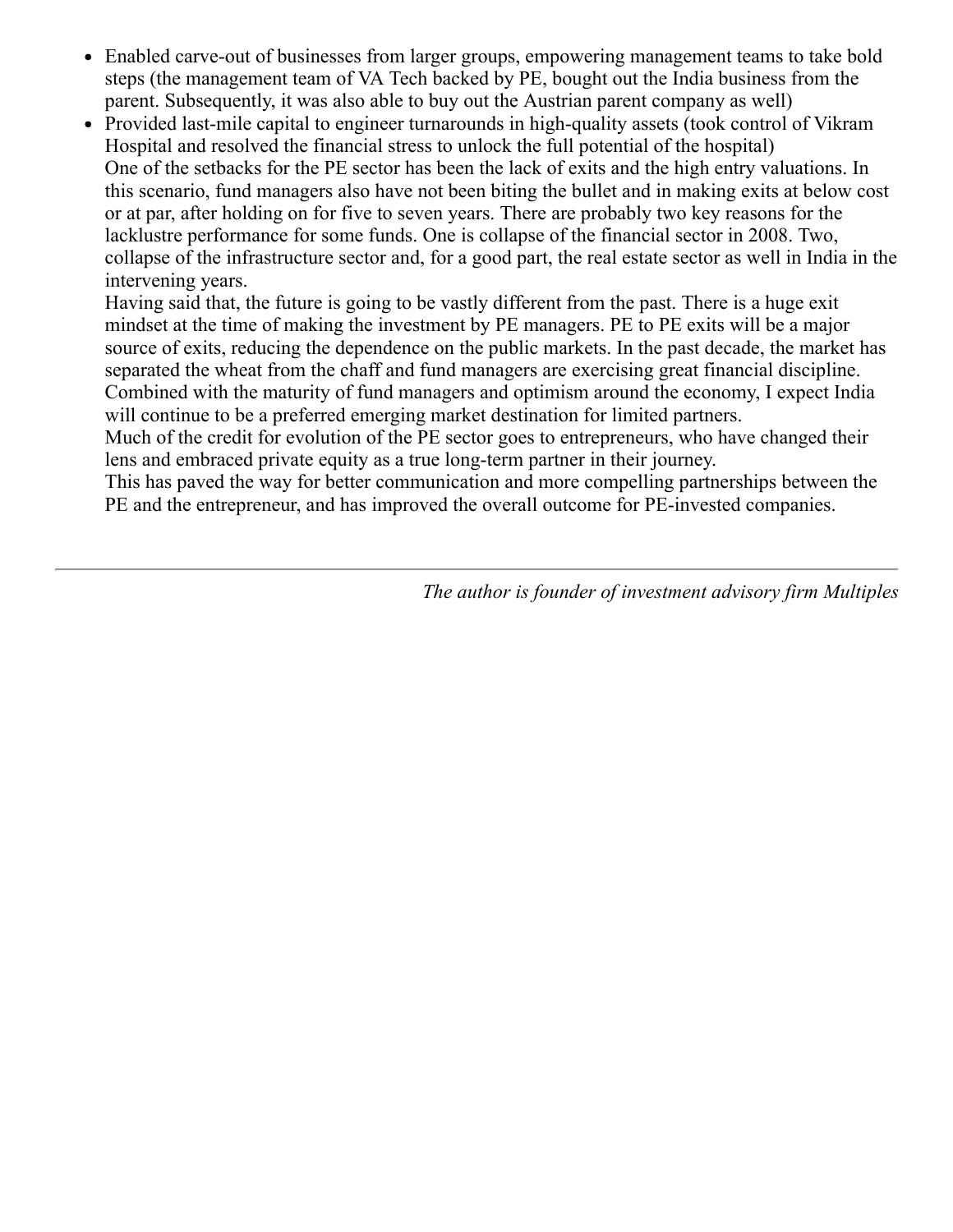- Enabled carve-out of businesses from larger groups, empowering management teams to take bold steps (the management team of VA Tech backed by PE, bought out the India business from the parent. Subsequently, it was also able to buy out the Austrian parent company as well)
- Provided last-mile capital to engineer turnarounds in high-quality assets (took control of Vikram Hospital and resolved the financial stress to unlock the full potential of the hospital)

One of the setbacks for the PE sector has been the lack of exits and the high entry valuations. In this scenario, fund managers also have not been biting the bullet and in making exits at below cost or at par, after holding on for five to seven years. There are probably two key reasons for the lacklustre performance for some funds. One is collapse of the financial sector in 2008. Two, collapse of the infrastructure sector and, for a good part, the real estate sector as well in India in the intervening years.

Having said that, the future is going to be vastly different from the past. There is a huge exit mindset at the time of making the investment by PE managers. PE to PE exits will be a major source of exits, reducing the dependence on the public markets. In the past decade, the market has separated the wheat from the chaff and fund managers are exercising great financial discipline. Combined with the maturity of fund managers and optimism around the economy, I expect India will continue to be a preferred emerging market destination for limited partners.

Much of the credit for evolution of the PE sector goes to entrepreneurs, who have changed their lens and embraced private equity as a true long-term partner in their journey.

This has paved the way for better communication and more compelling partnerships between the PE and the entrepreneur, and has improved the overall outcome for PE-invested companies.

---

*The author is founder of investment advisory firm Multiples*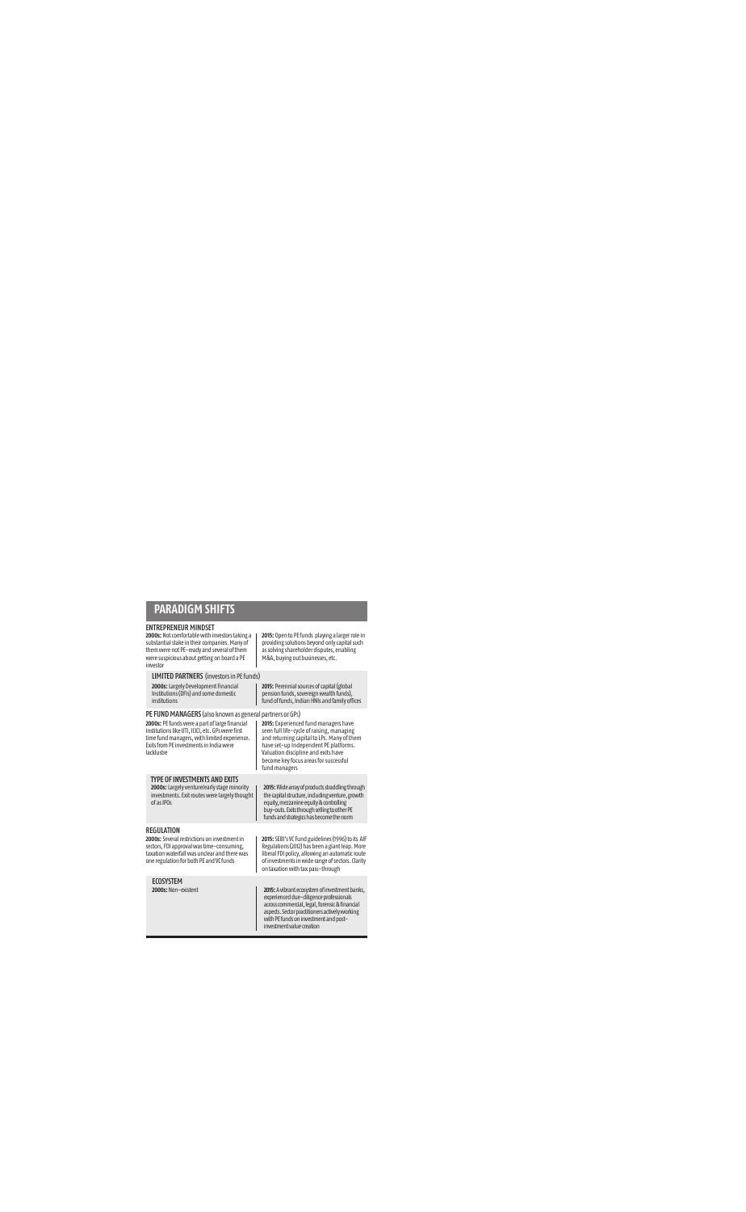## PARADIGM SHIFTS

### ENTREPRENEUR MINDSET

**2000s:** Not comfortable with investors taking a substantial stake in their companies. Many of them were not PE-ready and several of them were suspicious about getting on board a PE investor

**2015:** Open to PE funds playing a larger role in providing solutions beyond only capital such as solving shareholder disputes, enabling M&A, buying out businesses, etc.

### LIMITED PARTNERS (investors in PE funds)

**2000s:** Largely Development Financial Institutions (DFIs) and some domestic institutions

**2015:** Perennial sources of capital (global pension funds, sovereign wealth funds), fund of funds, Indian HNIs and family offices

### PE FUND MANAGERS (also known as general partners or GPs)

**2000s:** PE funds were a part of large financial institutions like UTI, ICICI, etc. GPs were first time fund managers, with limited experience. Exits from PE investments in India were lacklustre

**2015:** Experienced fund managers have seen full life-cycle of raising, managing and returning capital to LPs. Many of them have set-up independent PE platforms. Valuation discipline and exits have become key focus areas for successful fund managers

### TYPE OF INVESTMENTS AND EXITS

**2000s:** Largely venture/early stage minority investments. Exit routes were largely thought of as IPOs

**2015:** Wide array of products straddling through the capital structure, including venture, growth equity, mezzanine equity & controlling buy-outs. Exits through selling to other PE funds and strategics has become the norm

### REGULATION

**2000s:** Several restrictions on investment in sectors, FDI approval was time-consuming, taxation waterfall was unclear and there was one regulation for both PE and VC funds

**2015:** SEBI's VC Fund guidelines (1996) to its AIF Regulations (2012) has been a giant leap. More liberal FDI policy, allowing an automatic route of investments in wide range of sectors. Clarity on taxation with tax pass-through

### ECOSYSTEM

**2000s:** Non-existent

**2015:** A vibrant ecosystem of investment banks, experienced due-diligence professionals across commercial, legal, forensic & financial aspects. Sector practitioners actively working with PE funds on investment and post-investment value creation